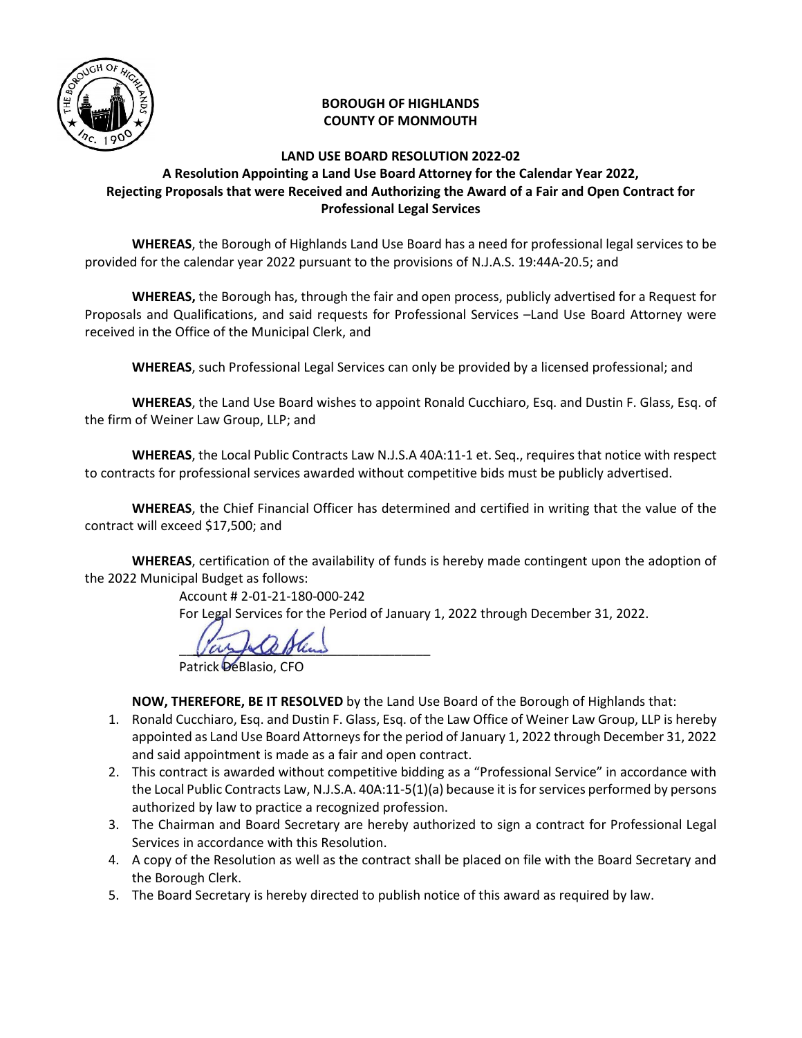**BOROUGH OF HIGHLANDS**
**COUNTY OF MONMOUTH**

**LAND USE BOARD RESOLUTION 2022-02**

**A Resolution Appointing a Land Use Board Attorney for the Calendar Year 2022, Rejecting Proposals that were Received and Authorizing the Award of a Fair and Open Contract for Professional Legal Services**

**WHEREAS**, the Borough of Highlands Land Use Board has a need for professional legal services to be provided for the calendar year 2022 pursuant to the provisions of N.J.A.S. 19:44A-20.5; and

**WHEREAS,** the Borough has, through the fair and open process, publicly advertised for a Request for Proposals and Qualifications, and said requests for Professional Services –Land Use Board Attorney were received in the Office of the Municipal Clerk, and

**WHEREAS**, such Professional Legal Services can only be provided by a licensed professional; and

**WHEREAS**, the Land Use Board wishes to appoint Ronald Cucchiaro, Esq. and Dustin F. Glass, Esq. of the firm of Weiner Law Group, LLP; and

**WHEREAS**, the Local Public Contracts Law N.J.S.A 40A:11-1 et. Seq., requires that notice with respect to contracts for professional services awarded without competitive bids must be publicly advertised.

**WHEREAS**, the Chief Financial Officer has determined and certified in writing that the value of the contract will exceed $17,500; and

**WHEREAS**, certification of the availability of funds is hereby made contingent upon the adoption of the 2022 Municipal Budget as follows:

Account # 2-01-21-180-000-242
For Legal Services for the Period of January 1, 2022 through December 31, 2022.

\_\_\_\_\_\_\_\_\_\_\_\_\_\_\_\_\_\_\_\_\_\_\_\_\_\_\_\_\_\_\_\_
Patrick DeBlasio, CFO

**NOW, THEREFORE, BE IT RESOLVED** by the Land Use Board of the Borough of Highlands that:

1. Ronald Cucchiaro, Esq. and Dustin F. Glass, Esq. of the Law Office of Weiner Law Group, LLP is hereby appointed as Land Use Board Attorneys for the period of January 1, 2022 through December 31, 2022 and said appointment is made as a fair and open contract.
2. This contract is awarded without competitive bidding as a "Professional Service" in accordance with the Local Public Contracts Law, N.J.S.A. 40A:11-5(1)(a) because it is for services performed by persons authorized by law to practice a recognized profession.
3. The Chairman and Board Secretary are hereby authorized to sign a contract for Professional Legal Services in accordance with this Resolution.
4. A copy of the Resolution as well as the contract shall be placed on file with the Board Secretary and the Borough Clerk.
5. The Board Secretary is hereby directed to publish notice of this award as required by law.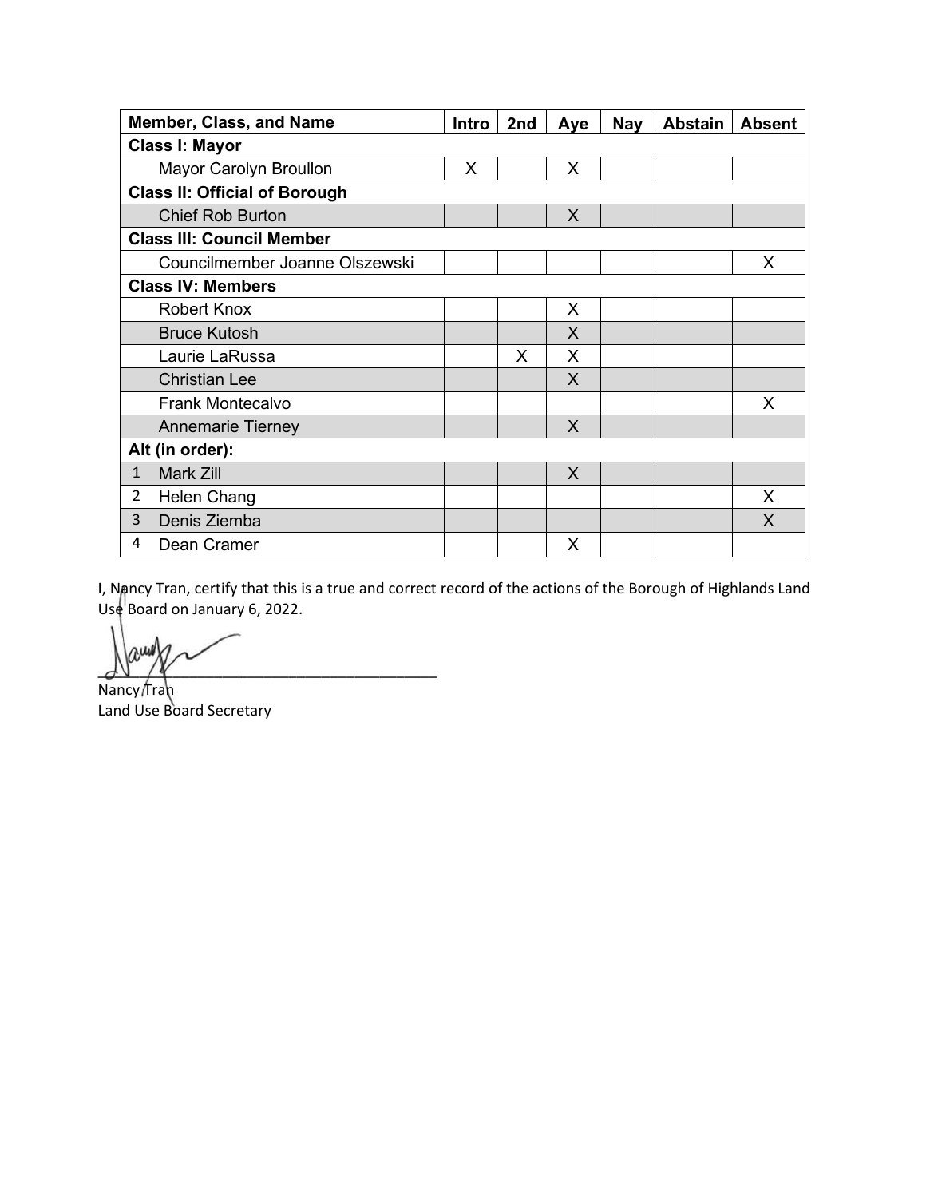| Member, Class, and Name | Intro | 2nd | Aye | Nay | Abstain | Absent |
|---|---|---|---|---|---|---|
| **Class I: Mayor** | | | | | | |
| Mayor Carolyn Broullon | X | | X | | | |
| **Class II: Official of Borough** | | | | | | |
| Chief Rob Burton | | | X | | | |
| **Class III: Council Member** | | | | | | |
| Councilmember Joanne Olszewski | | | | | | X |
| **Class IV: Members** | | | | | | |
| Robert Knox | | | X | | | |
| Bruce Kutosh | | | X | | | |
| Laurie LaRussa | | X | X | | | |
| Christian Lee | | | X | | | |
| Frank Montecalvo | | | | | | X |
| Annemarie Tierney | | | X | | | |
| **Alt (in order):** | | | | | | |
| 1 Mark Zill | | | X | | | |
| 2 Helen Chang | | | | | | X |
| 3 Denis Ziemba | | | | | | X |
| 4 Dean Cramer | | | X | | | |

I, Nancy Tran, certify that this is a true and correct record of the actions of the Borough of Highlands Land Use Board on January 6, 2022.

_______________________________________

Nancy Tran
Land Use Board Secretary